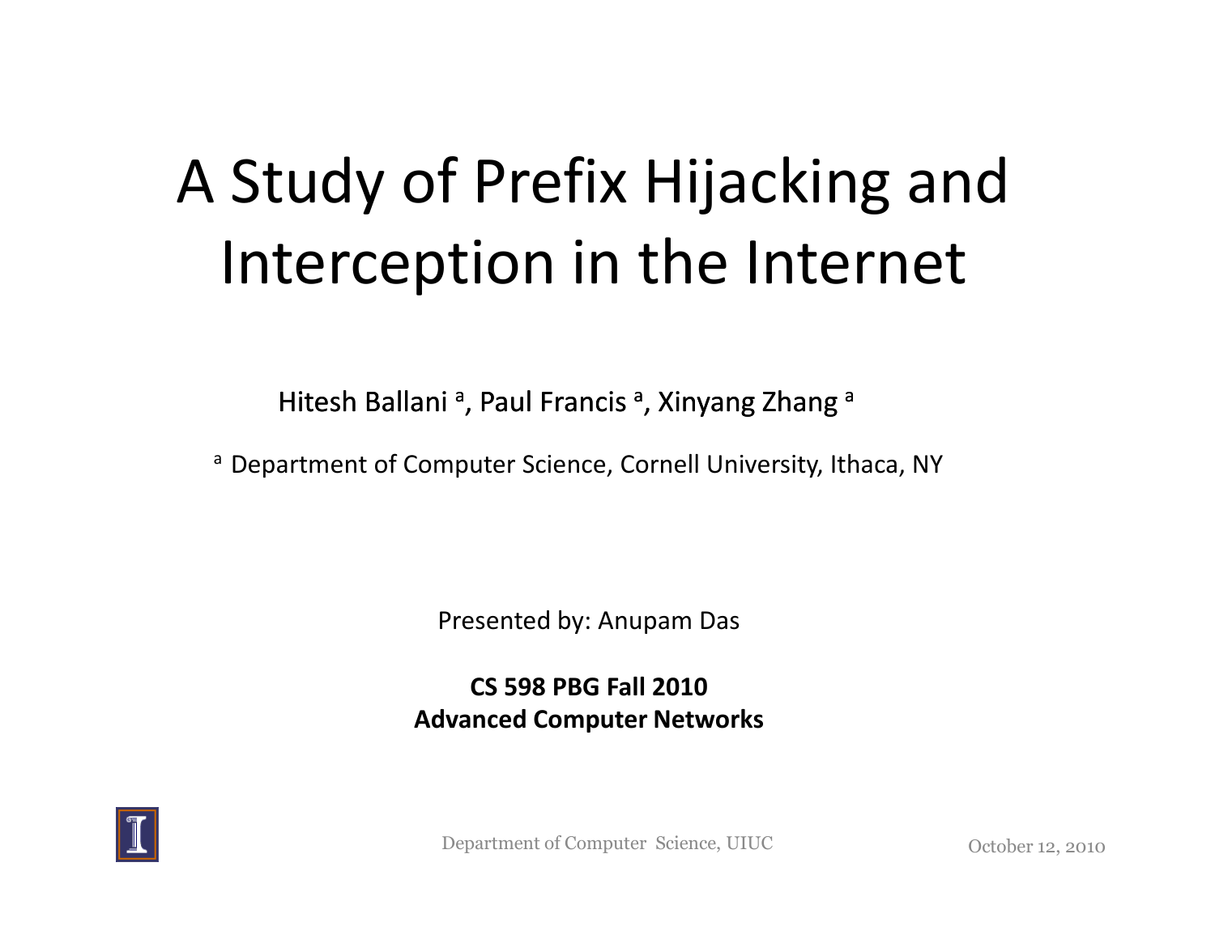# A Study of Prefix Hijacking and Interception in the Internet

Hitesh Ballani [a], Paul Francis [a], Xinyang Zhang [a]

[a] Department of Computer Science, Cornell University, Ithaca, NY

Presented by: Anupam Das

**CS 598 PBG Fall 2010**
**Advanced Computer Networks**

Department of Computer Science, UIUC

October 12, 2010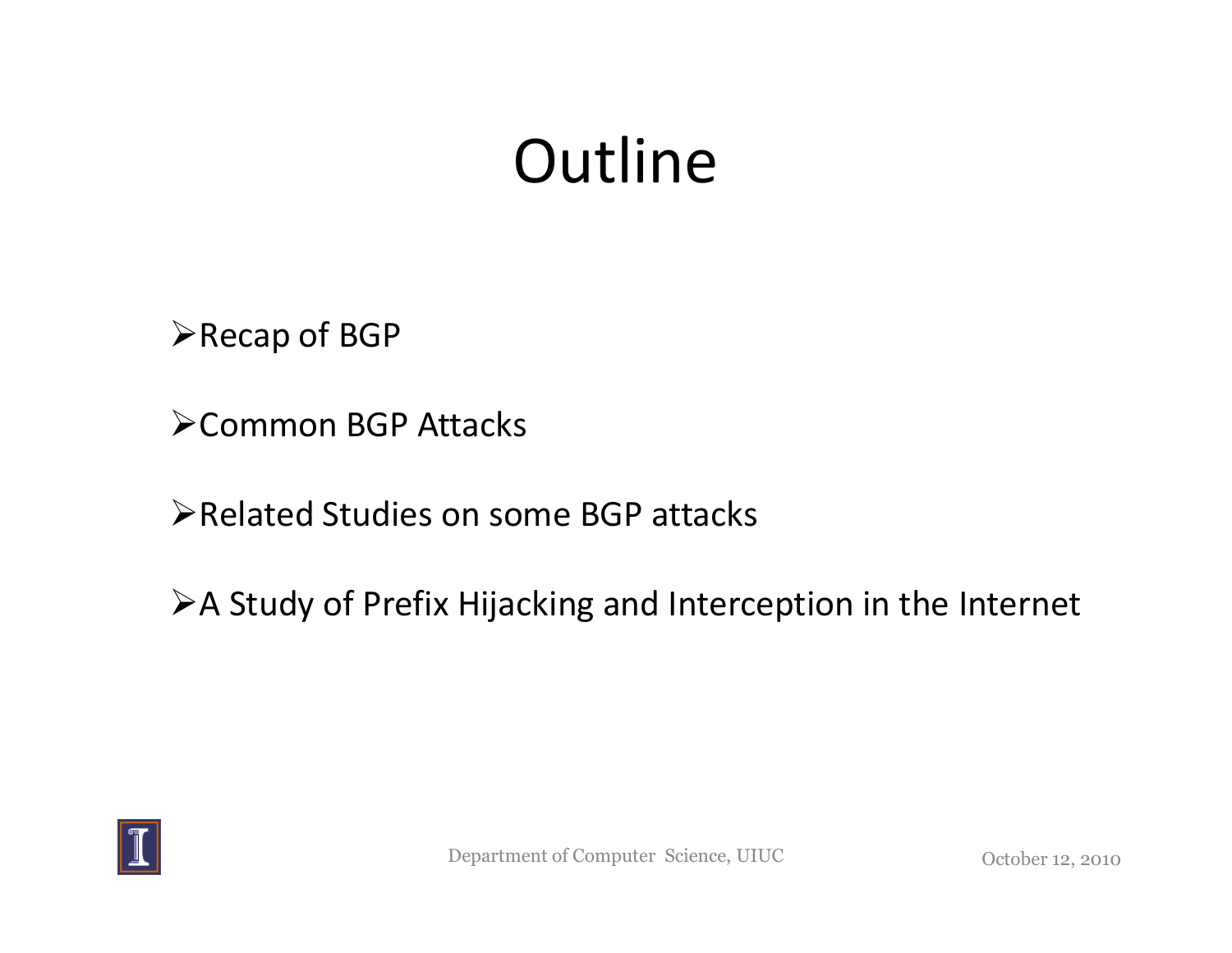# Outline

- Recap of BGP
- Common BGP Attacks
- Related Studies on some BGP attacks
- A Study of Prefix Hijacking and Interception in the Internet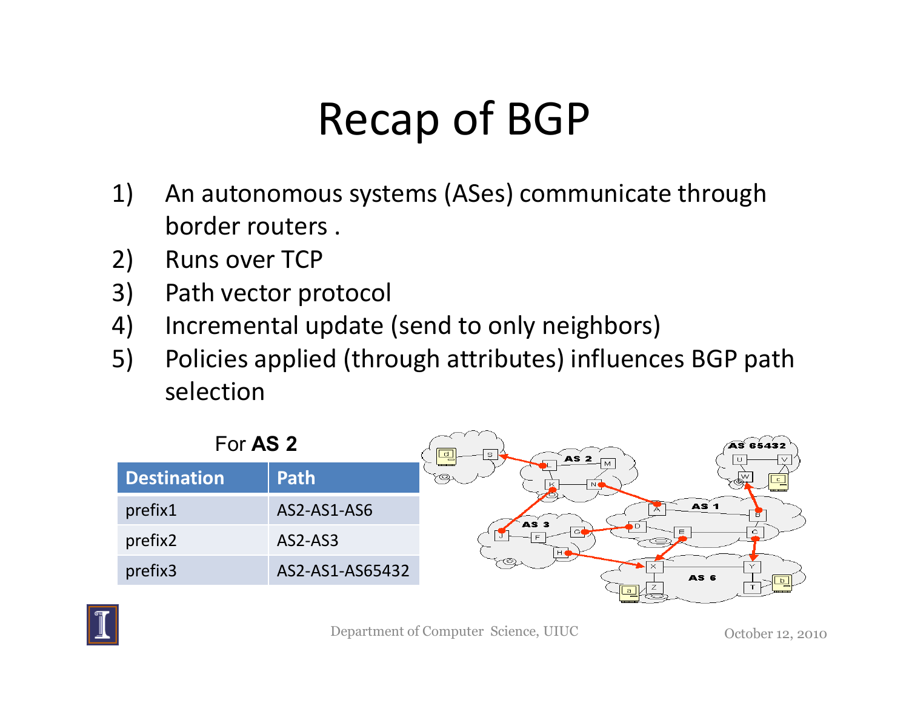# Recap of BGP

1) An autonomous systems (ASes) communicate through border routers .
2) Runs over TCP
3) Path vector protocol
4) Incremental update (send to only neighbors)
5) Policies applied (through attributes) influences BGP path selection

For **AS 2**

| Destination | Path |
|---|---|
| prefix1 | AS2-AS1-AS6 |
| prefix2 | AS2-AS3 |
| prefix3 | AS2-AS1-AS65432 |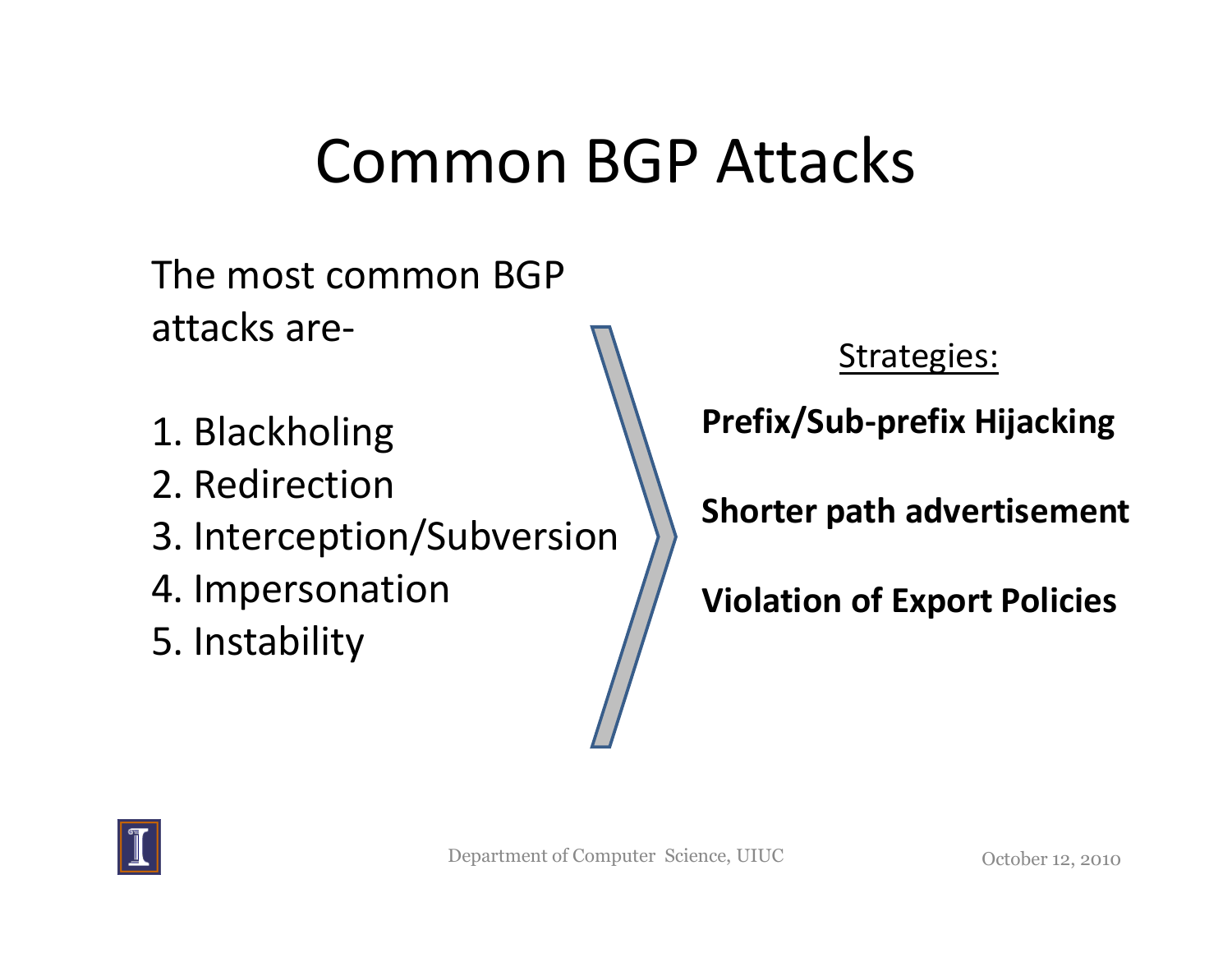# Common BGP Attacks

The most common BGP attacks are-

1. Blackholing
2. Redirection
3. Interception/Subversion
4. Impersonation
5. Instability

Strategies:

**Prefix/Sub-prefix Hijacking**

**Shorter path advertisement**

**Violation of Export Policies**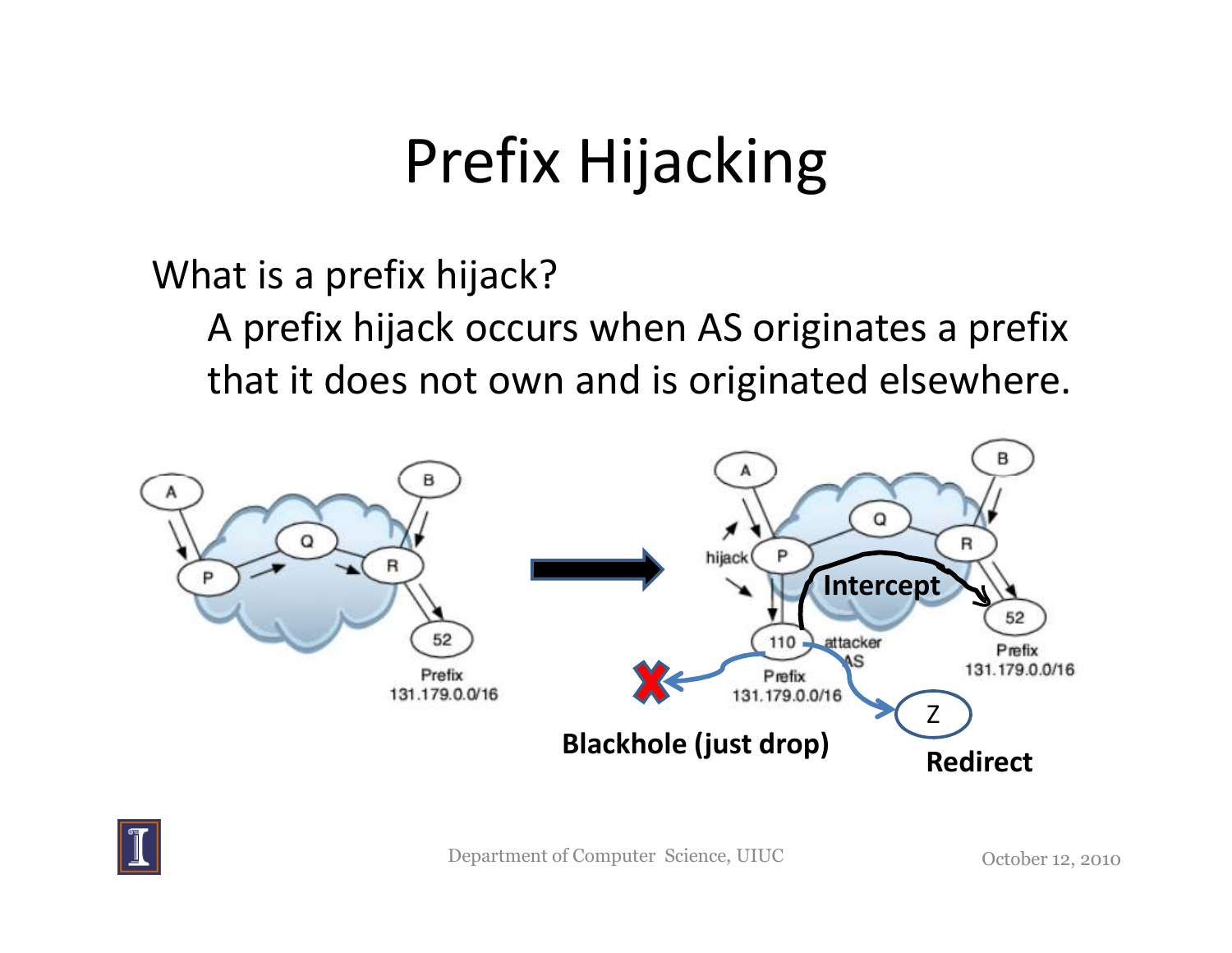# Prefix Hijacking

What is a prefix hijack?

A prefix hijack occurs when AS originates a prefix that it does not own and is originated elsewhere.

A, B, Q, P, R, 52, Prefix 131.179.0.0/16

hijack, 110 attacker AS, Prefix 131.179.0.0/16, Intercept, Z

**Blackhole (just drop)**

**Redirect**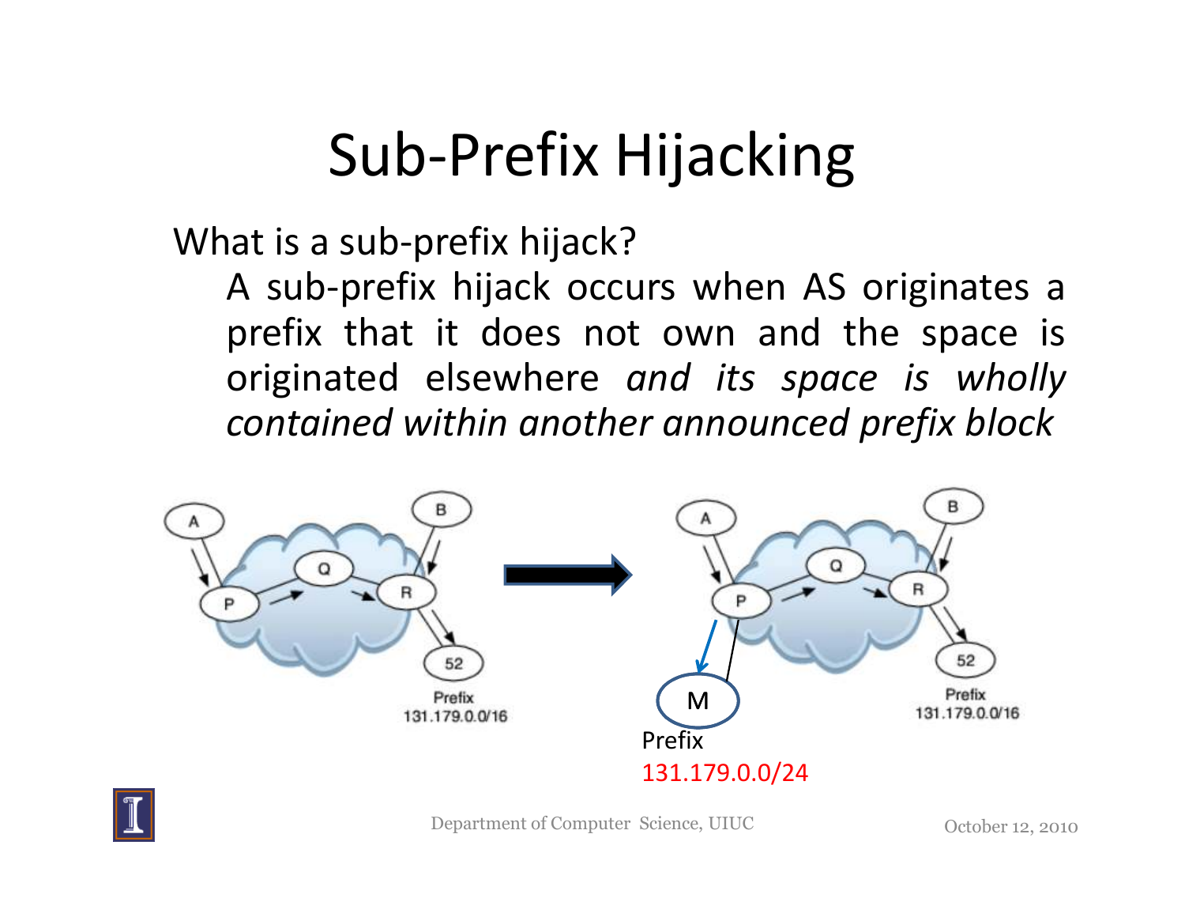# Sub-Prefix Hijacking

What is a sub-prefix hijack?

A sub-prefix hijack occurs when AS originates a prefix that it does not own and the space is originated elsewhere *and its space is wholly contained within another announced prefix block*

A B Q P R 52 Prefix 131.179.0.0/16

A B Q P R 52 M Prefix 131.179.0.0/16 Prefix 131.179.0.0/24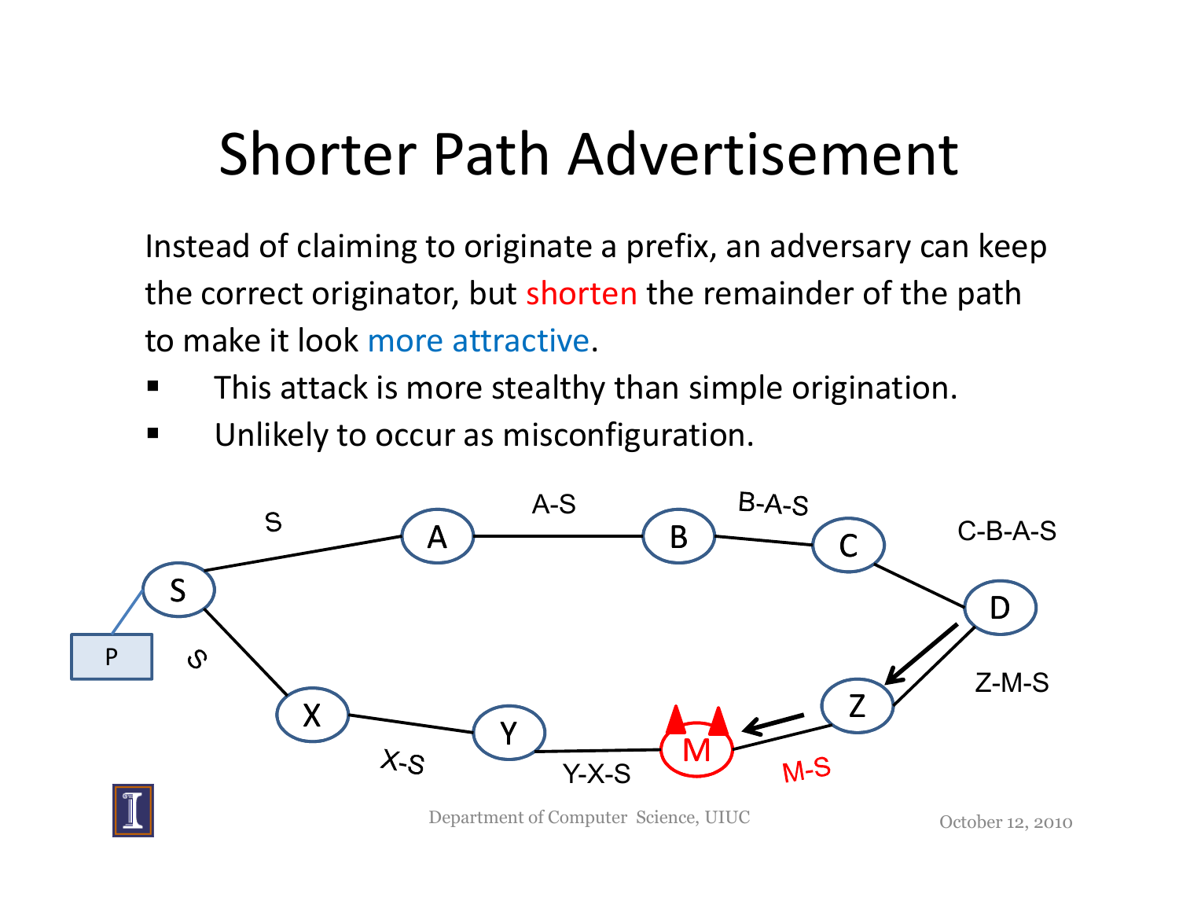# Shorter Path Advertisement

Instead of claiming to originate a prefix, an adversary can keep the correct originator, but shorten the remainder of the path to make it look more attractive.

- This attack is more stealthy than simple origination.
- Unlikely to occur as misconfiguration.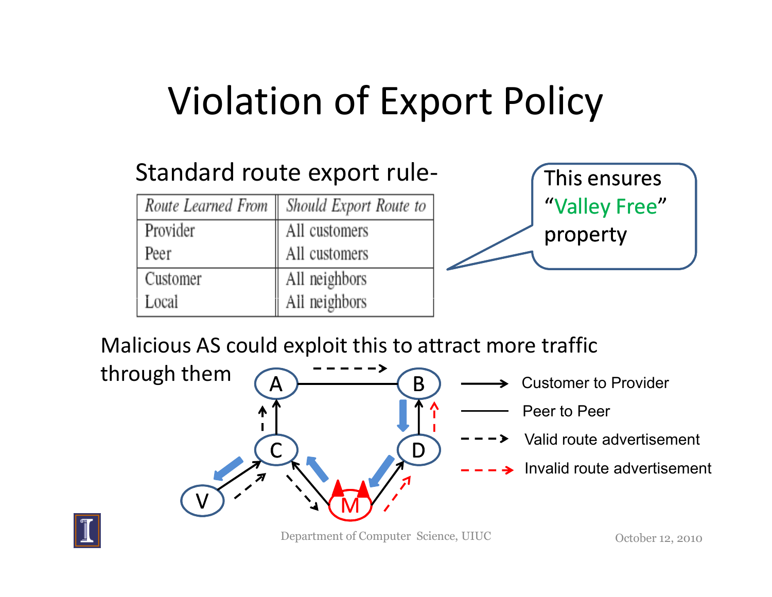# Violation of Export Policy

Standard route export rule-

| *Route Learned From* | *Should Export Route to* |
|---|---|
| Provider | All customers |
| Peer | All customers |
| Customer | All neighbors |
| Local | All neighbors |

This ensures "Valley Free" property

Malicious AS could exploit this to attract more traffic through them

- Customer to Provider
- Peer to Peer
- Valid route advertisement
- Invalid route advertisement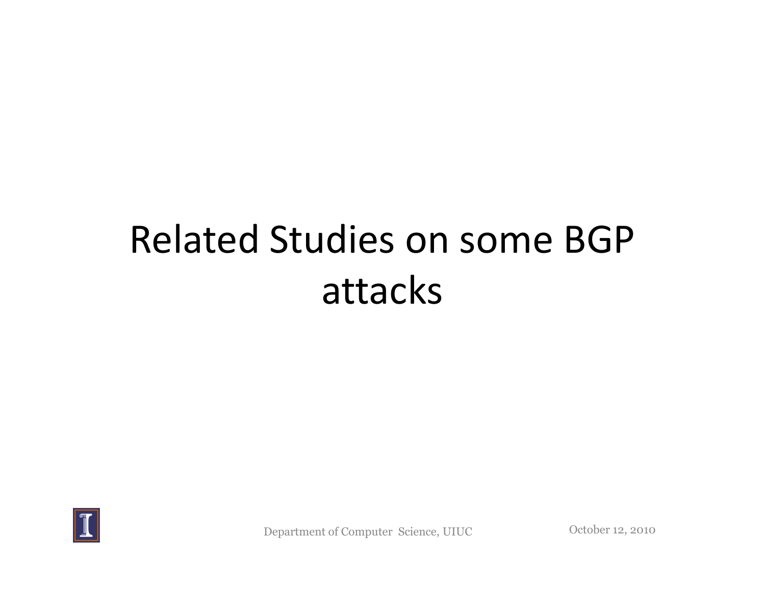# Related Studies on some BGP attacks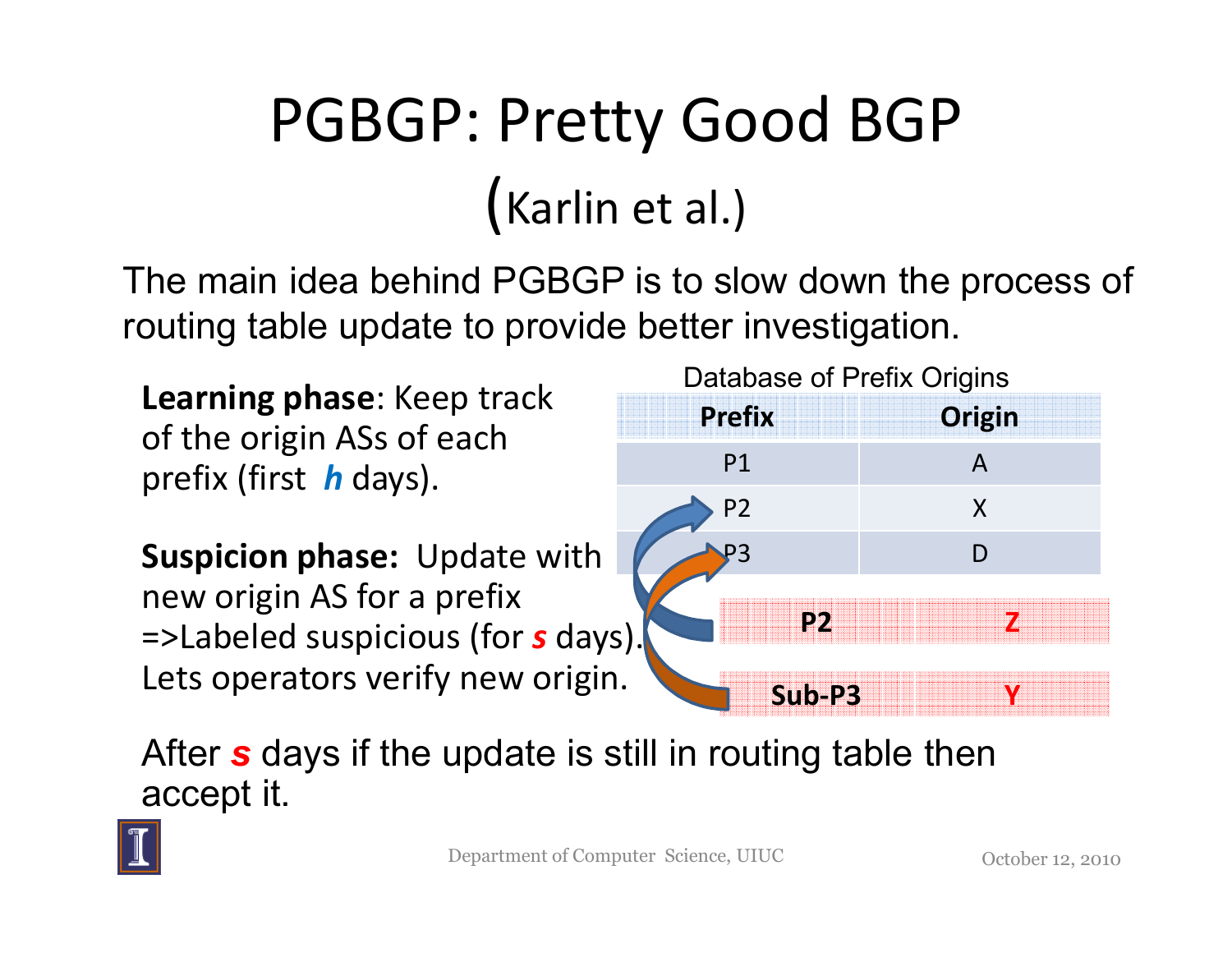# PGBGP: Pretty Good BGP

## (Karlin et al.)

The main idea behind PGBGP is to slow down the process of routing table update to provide better investigation.

**Learning phase**: Keep track of the origin ASs of each prefix (first ***h*** days).

**Suspicion phase:** Update with new origin AS for a prefix =>Labeled suspicious (for ***s*** days). Lets operators verify new origin.

Database of Prefix Origins

| Prefix | Origin |
| --- | --- |
| P1 | A |
| P2 | X |
| P3 | D |

| | |
| --- | --- |
| **P2** | **Z** |
| **Sub-P3** | **Y** |

After ***s*** days if the update is still in routing table then accept it.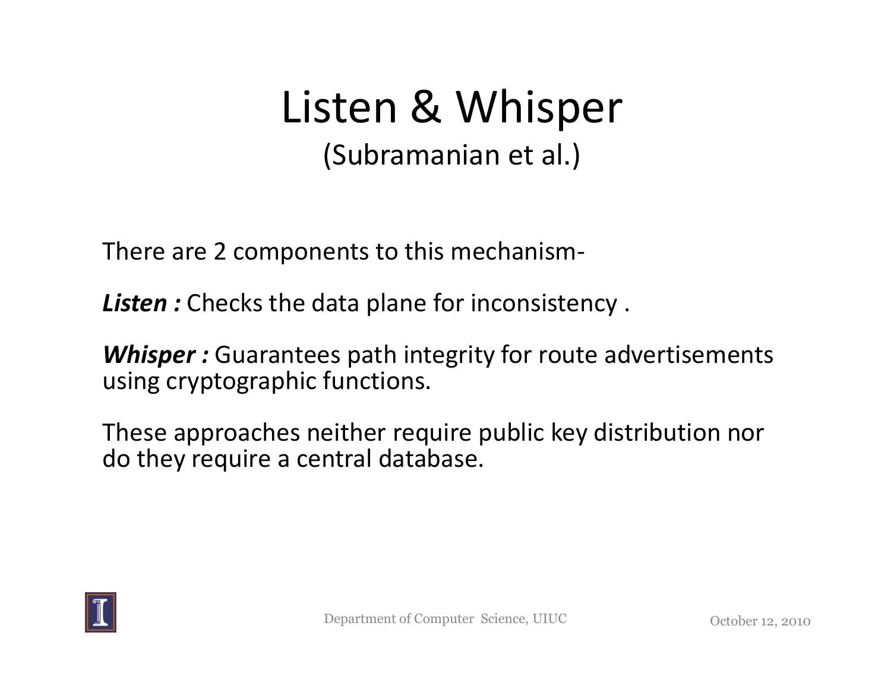# Listen & Whisper

(Subramanian et al.)

There are 2 components to this mechanism-

***Listen :*** Checks the data plane for inconsistency .

***Whisper :*** Guarantees path integrity for route advertisements using cryptographic functions.

These approaches neither require public key distribution nor do they require a central database.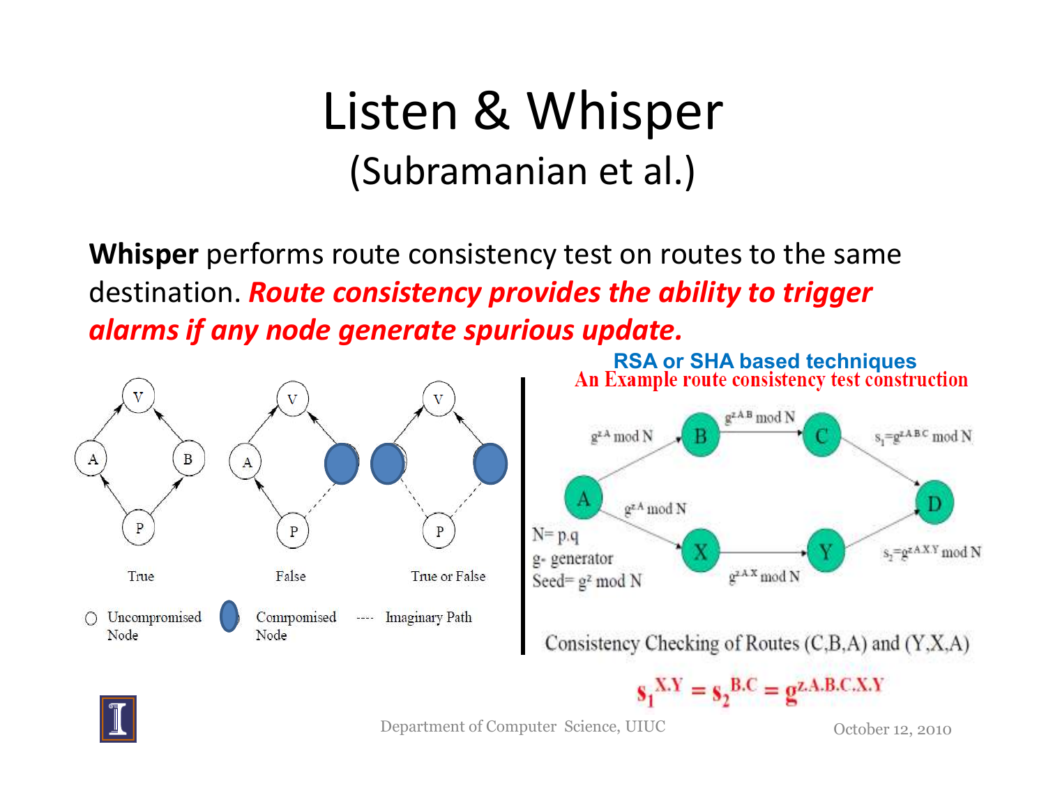# Listen & Whisper
## (Subramanian et al.)

**Whisper** performs route consistency test on routes to the same destination. ***Route consistency provides the ability to trigger alarms if any node generate spurious update.***

V, A, B, P — True

V, A, P — False

V, P — True or False

○ Uncompromised Node   ⬬ Compromised Node   ---- Imaginary Path

**RSA or SHA based techniques**

An Example route consistency test construction

$g^{zA} \bmod N$ → B → $g^{zAB} \bmod N$ → C → $s_1 = g^{zABC} \bmod N$ → D

A → $g^{zA} \bmod N$ → X → $g^{zAX} \bmod N$ → Y → $s_2 = g^{zAXY} \bmod N$ → D

N= p.q

g- generator

Seed= $g^z \bmod N$

Consistency Checking of Routes (C,B,A) and (Y,X,A)

$$s_1^{X.Y} = s_2^{B.C} = g^{z.A.B.C.X.Y}$$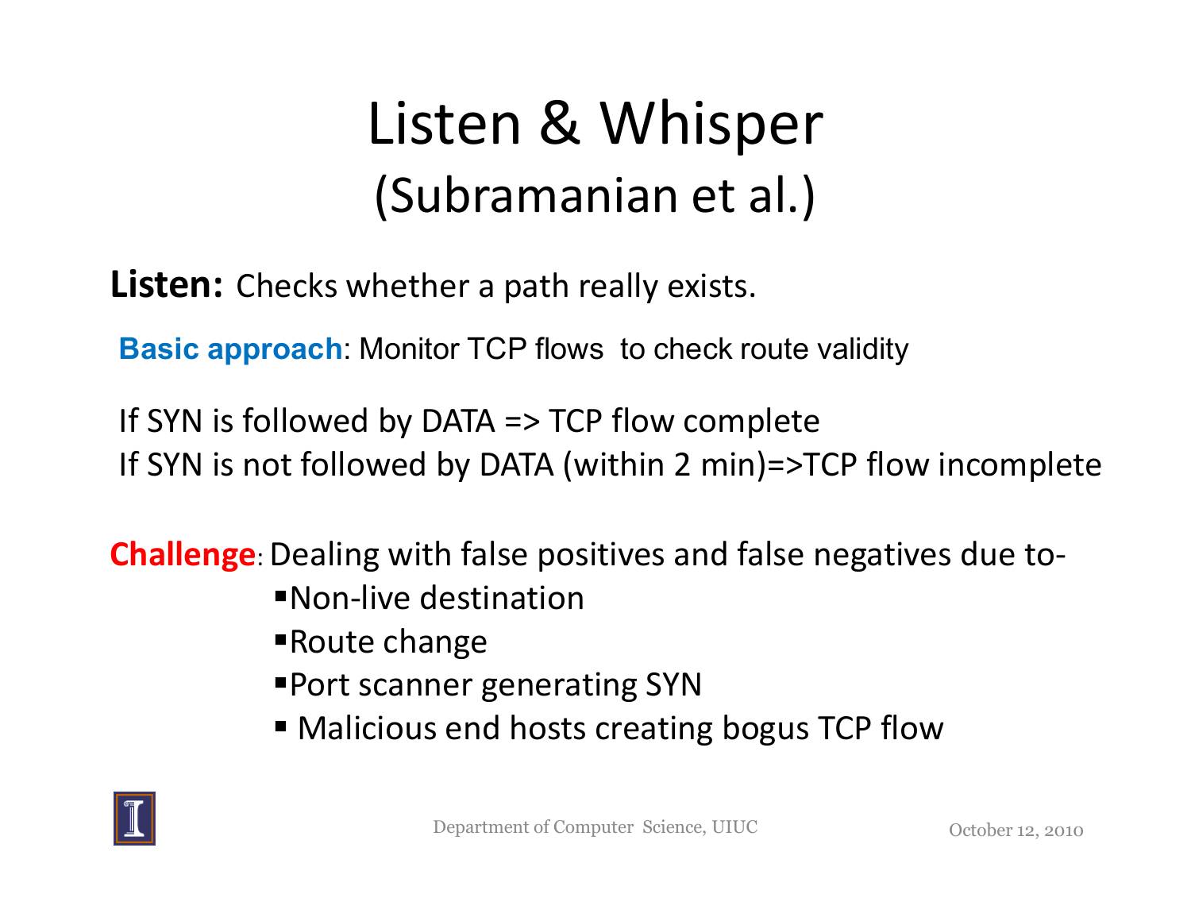# Listen & Whisper
## (Subramanian et al.)

**Listen:** Checks whether a path really exists.

**Basic approach**: Monitor TCP flows to check route validity

If SYN is followed by DATA => TCP flow complete
If SYN is not followed by DATA (within 2 min)=>TCP flow incomplete

**Challenge**: Dealing with false positives and false negatives due to-

- Non-live destination
- Route change
- Port scanner generating SYN
- Malicious end hosts creating bogus TCP flow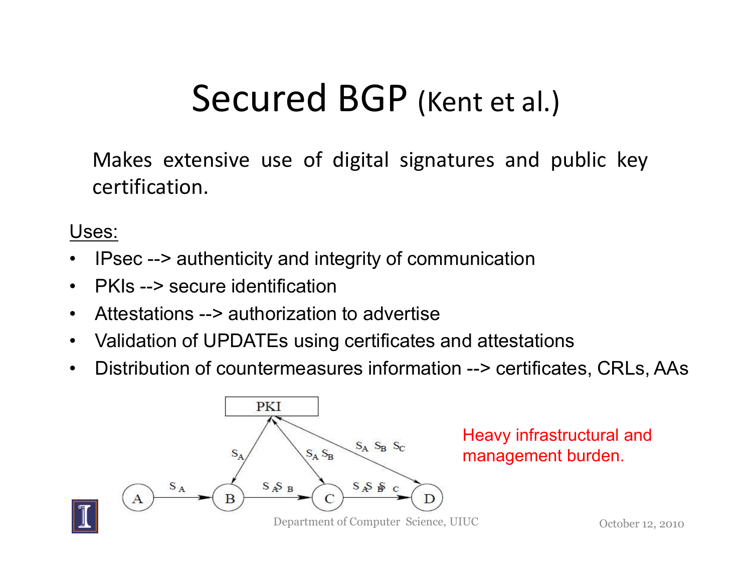# Secured BGP (Kent et al.)

Makes extensive use of digital signatures and public key certification.

Uses:

- IPsec --> authenticity and integrity of communication
- PKIs --> secure identification
- Attestations --> authorization to advertise
- Validation of UPDATEs using certificates and attestations
- Distribution of countermeasures information --> certificates, CRLs, AAs

Heavy infrastructural and management burden.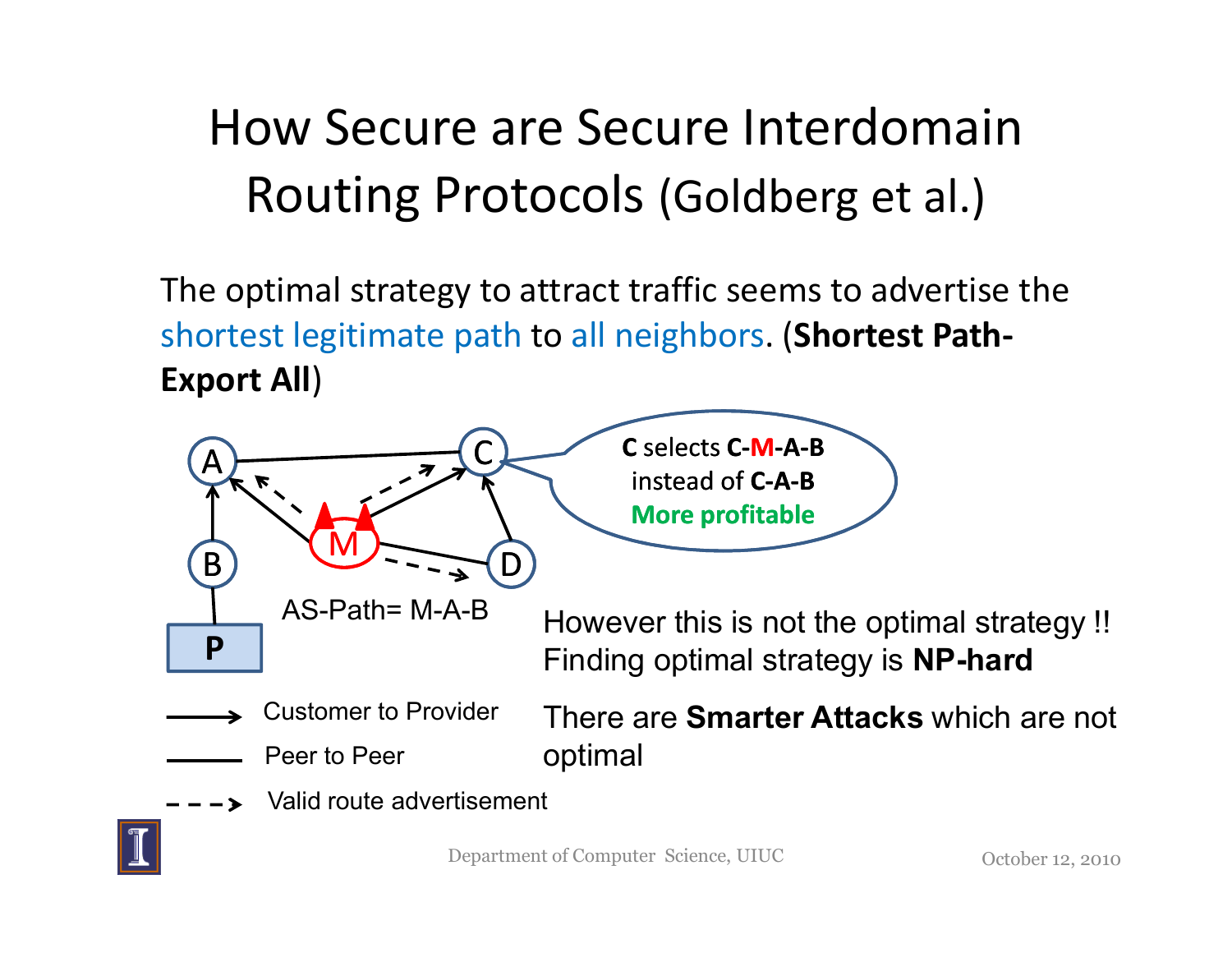# How Secure are Secure Interdomain Routing Protocols (Goldberg et al.)

The optimal strategy to attract traffic seems to advertise the shortest legitimate path to all neighbors. (**Shortest Path-Export All**)

A

C

M

B

D

P

AS-Path= M-A-B

**C** selects **C-M-A-B** instead of **C-A-B** **More profitable**

Customer to Provider

Peer to Peer

Valid route advertisement

However this is not the optimal strategy !! Finding optimal strategy is **NP-hard**

There are **Smarter Attacks** which are not optimal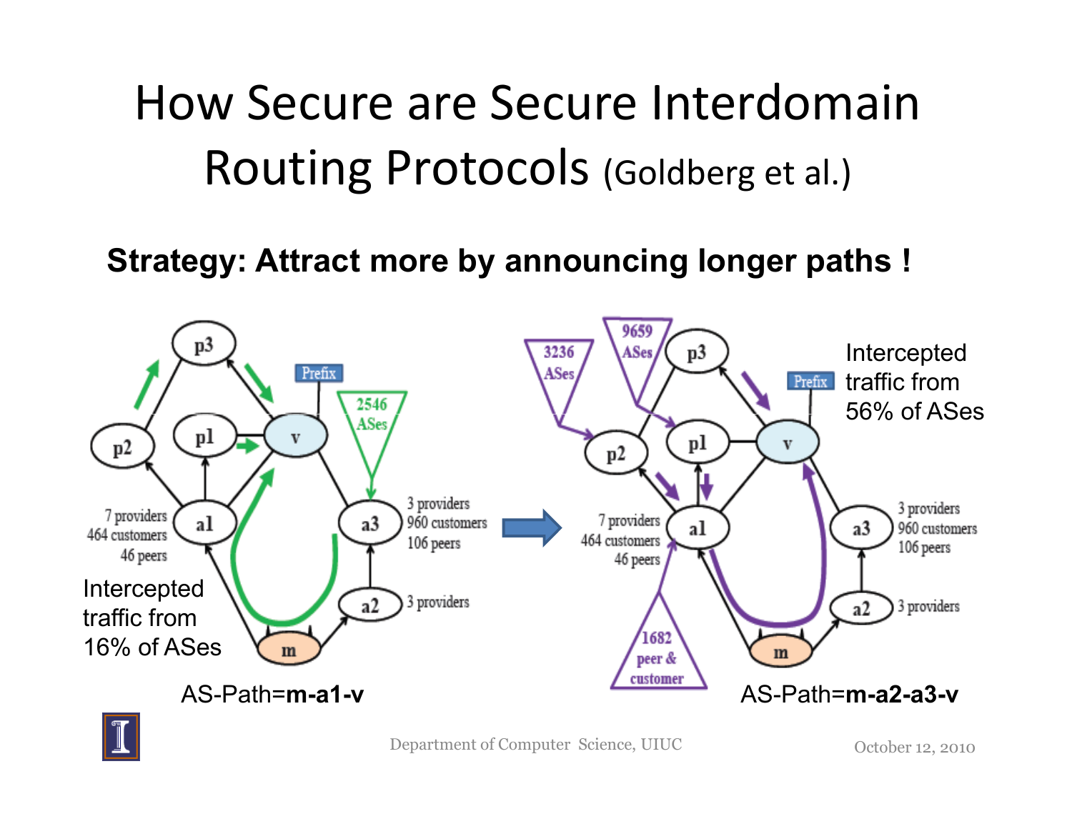# How Secure are Secure Interdomain Routing Protocols (Goldberg et al.)

**Strategy: Attract more by announcing longer paths !**

Intercepted traffic from 16% of ASes

AS-Path=**m-a1-v**

Intercepted traffic from 56% of ASes

AS-Path=**m-a2-a3-v**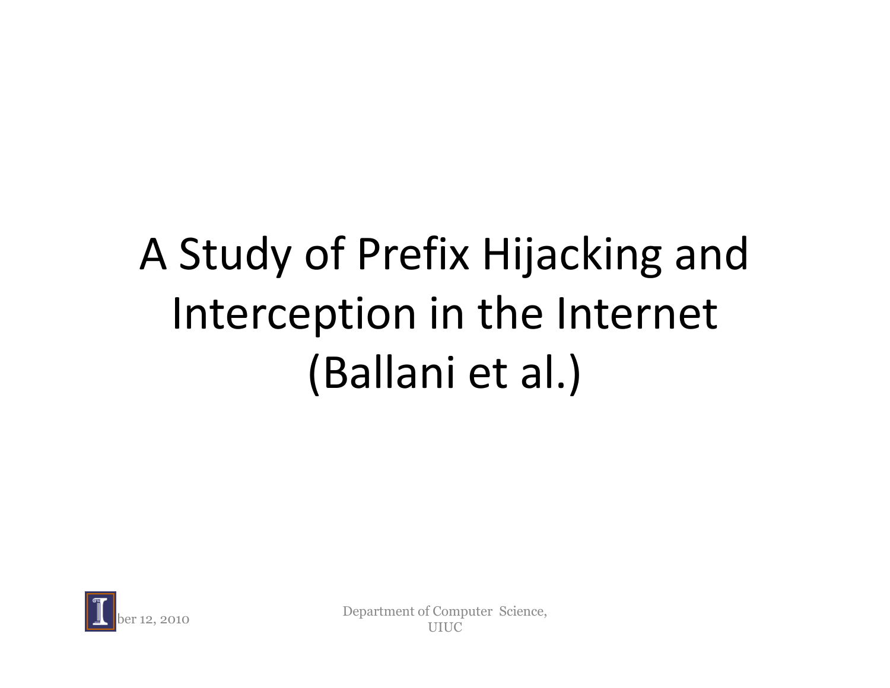# A Study of Prefix Hijacking and Interception in the Internet (Ballani et al.)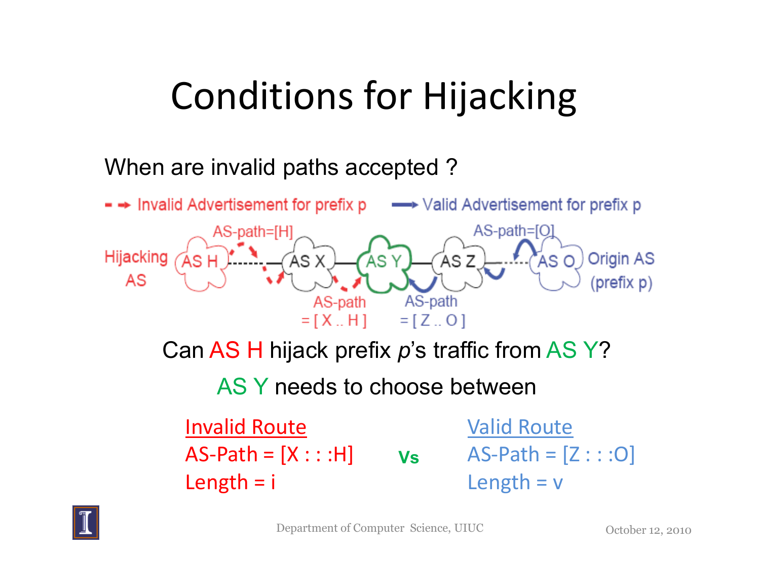# Conditions for Hijacking

When are invalid paths accepted ?

- - → Invalid Advertisement for prefix p  ⟶ Valid Advertisement for prefix p

Hijacking AS — AS H — AS X — AS Y — AS Z — AS O — Origin AS (prefix p)

AS-path=[H]  AS-path = [ X .. H ]  AS-path = [ Z .. O ]  AS-path=[O]

Can AS H hijack prefix *p*'s traffic from AS Y?

AS Y needs to choose between

| Invalid Route | | Valid Route |
|---|---|---|
| AS-Path = [X : : :H] | **Vs** | AS-Path = [Z : : :O] |
| Length = i | | Length = v |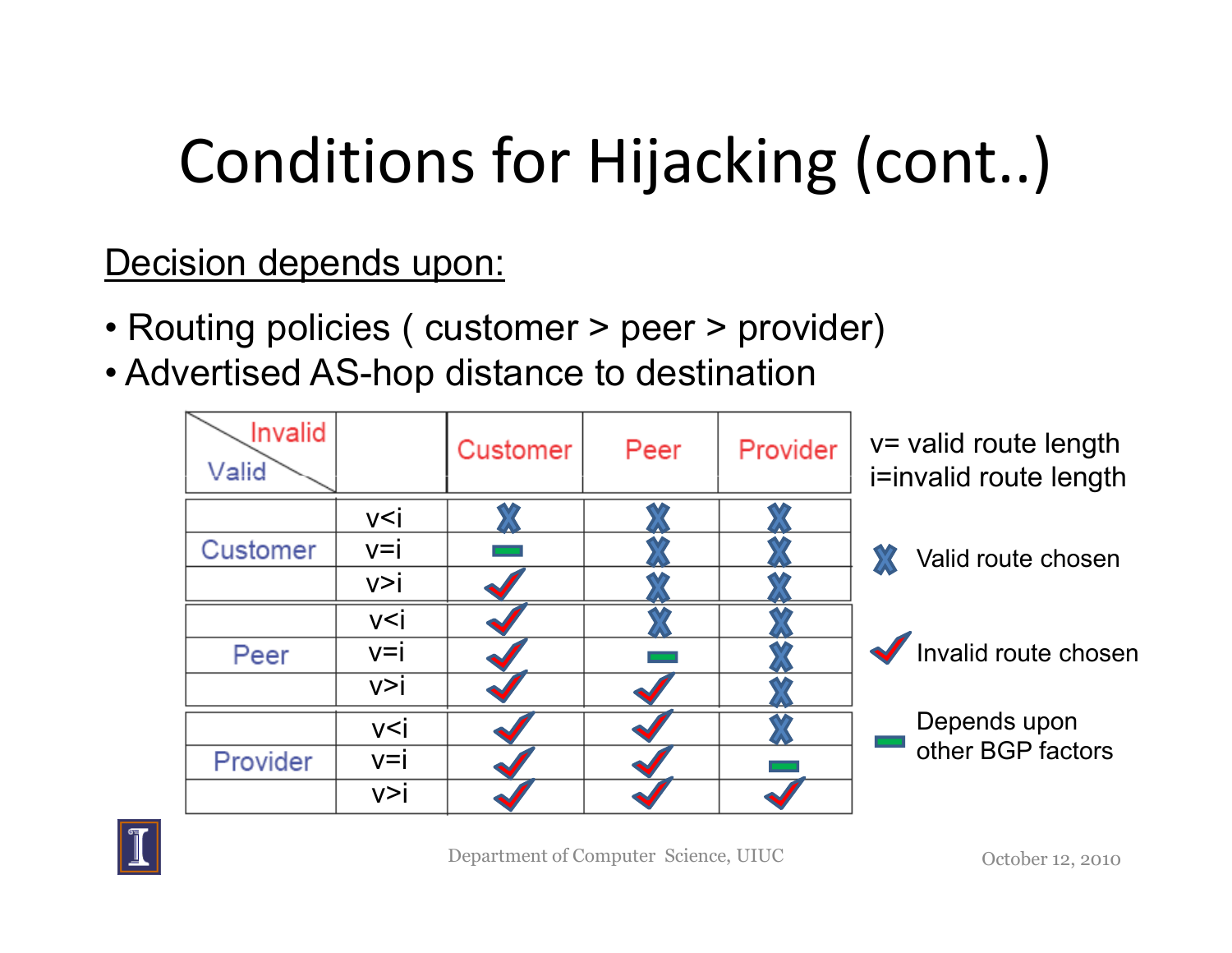# Conditions for Hijacking (cont..)

Decision depends upon:

- Routing policies ( customer > peer > provider)
- Advertised AS-hop distance to destination

| Valid \ Invalid | | Customer | Peer | Provider |
|---|---|---|---|---|
| Customer | v<i | X | X | X |
| | v=i | – | X | X |
| | v>i | ✓ | X | X |
| Peer | v<i | ✓ | X | X |
| | v=i | ✓ | – | X |
| | v>i | ✓ | ✓ | X |
| Provider | v<i | ✓ | ✓ | X |
| | v=i | ✓ | ✓ | – |
| | v>i | ✓ | ✓ | ✓ |

v= valid route length
i=invalid route length

X Valid route chosen

✓ Invalid route chosen

– Depends upon other BGP factors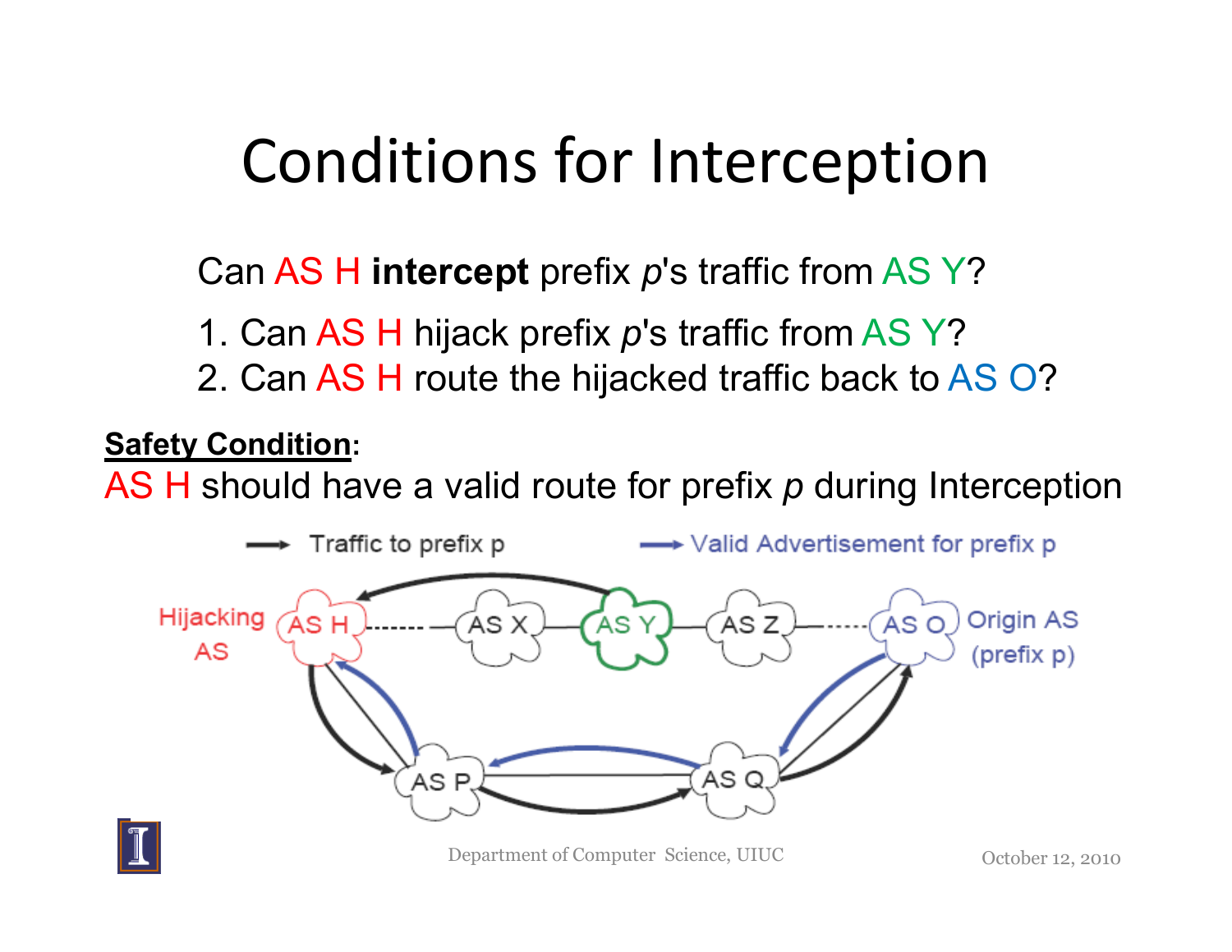# Conditions for Interception

Can AS H **intercept** prefix *p*'s traffic from AS Y?

1. Can AS H hijack prefix *p*'s traffic from AS Y?
2. Can AS H route the hijacked traffic back to AS O?

**Safety Condition**:

AS H should have a valid route for prefix *p* during Interception

Traffic to prefix p

Valid Advertisement for prefix p

Hijacking AS

AS H

AS X

AS Y

AS Z

AS O

Origin AS (prefix p)

AS P

AS Q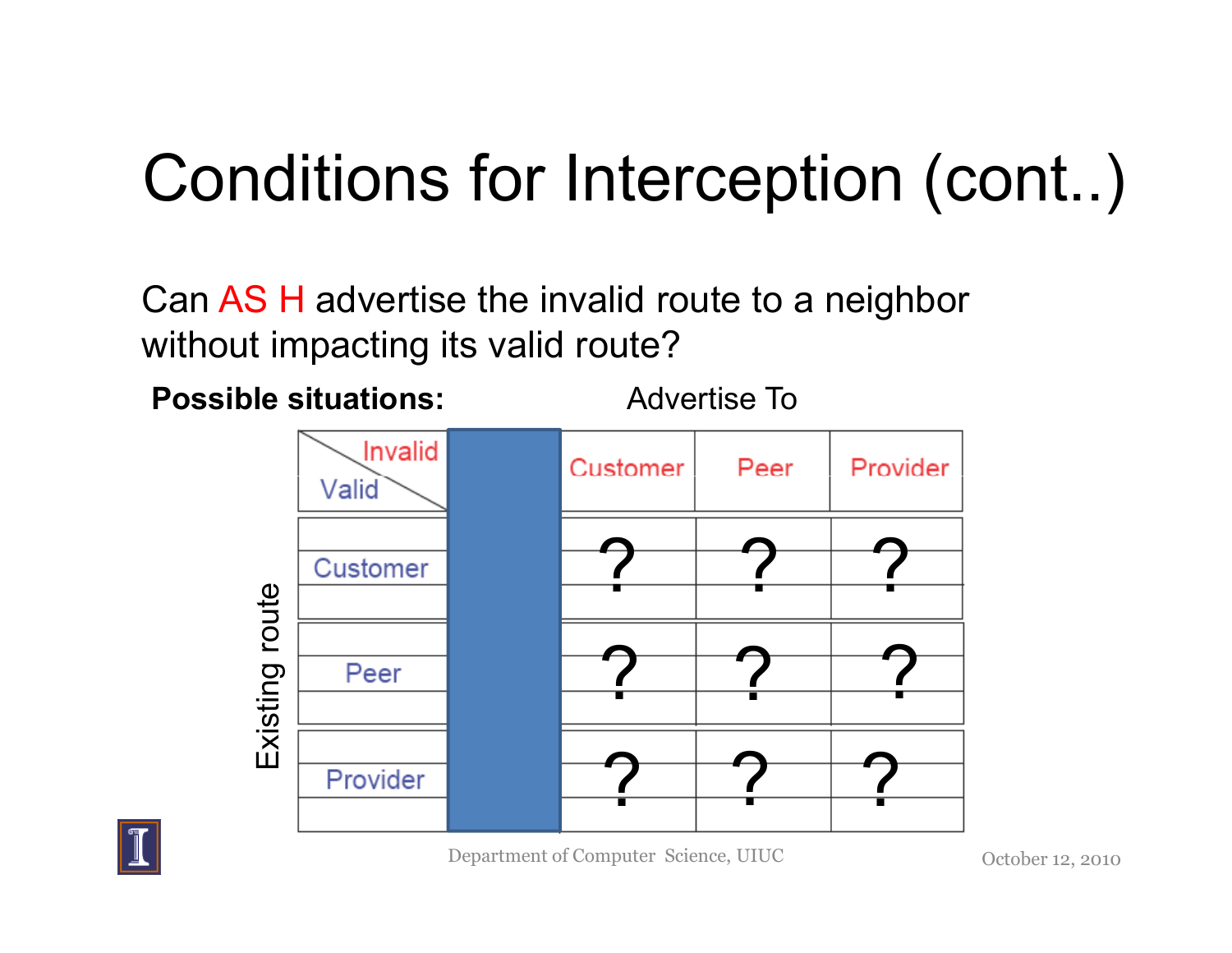# Conditions for Interception (cont..)

Can AS H advertise the invalid route to a neighbor without impacting its valid route?

**Possible situations:**

| Existing route: Valid \ Invalid (Advertise To) | Customer | Peer | Provider |
|---|---|---|---|
| Customer | ? | ? | ? |
| Peer | ? | ? | ? |
| Provider | ? | ? | ? |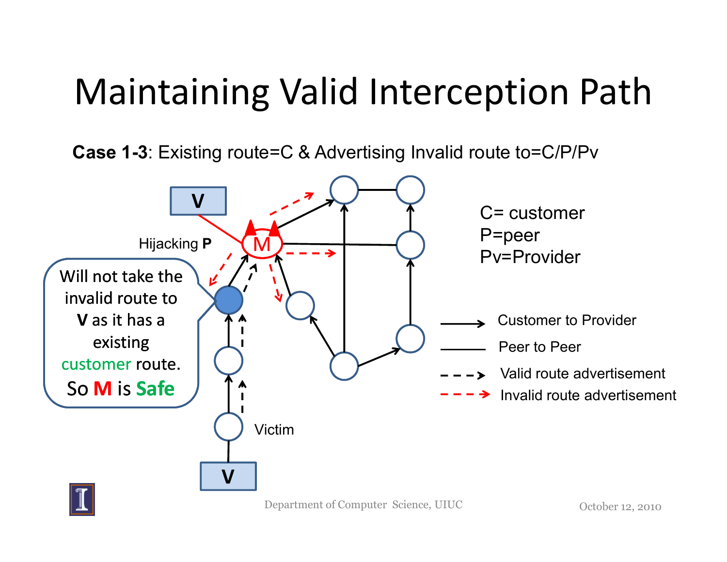# Maintaining Valid Interception Path

**Case 1-3**: Existing route=C & Advertising Invalid route to=C/P/Pv

Hijacking **P**

Will not take the invalid route to **V** as it has a existing customer route. So **M** is **Safe**

Victim

C= customer
P=peer
Pv=Provider

- Customer to Provider
- Peer to Peer
- Valid route advertisement
- Invalid route advertisement

Department of Computer Science, UIUC

October 12, 2010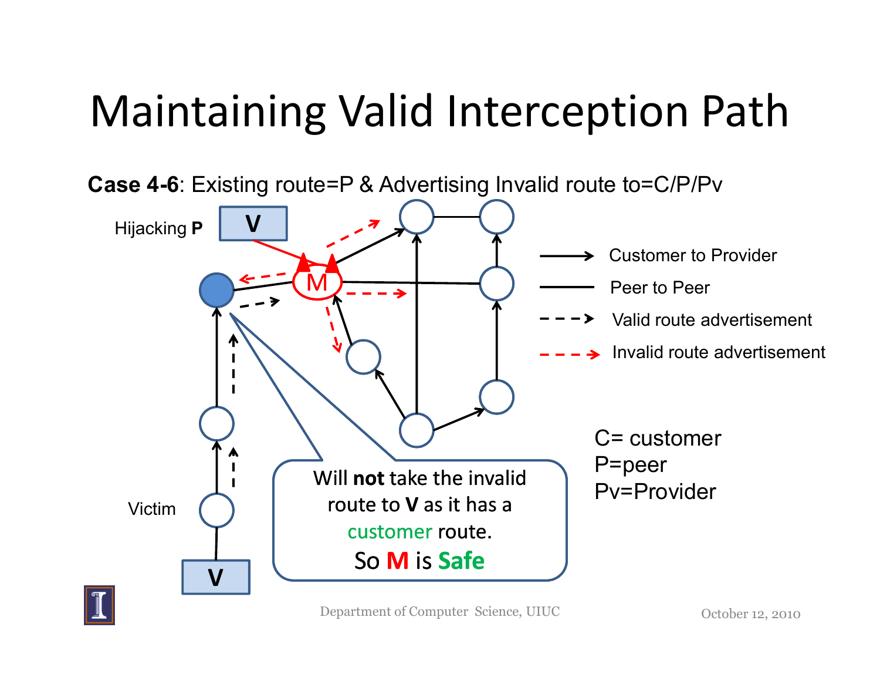# Maintaining Valid Interception Path

**Case 4-6**: Existing route=P & Advertising Invalid route to=C/P/Pv

Hijacking **P**

V

M

Victim

V

Customer to Provider

Peer to Peer

Valid route advertisement

Invalid route advertisement

Will **not** take the invalid route to **V** as it has a customer route.

So **M** is **Safe**

C= customer
P=peer
Pv=Provider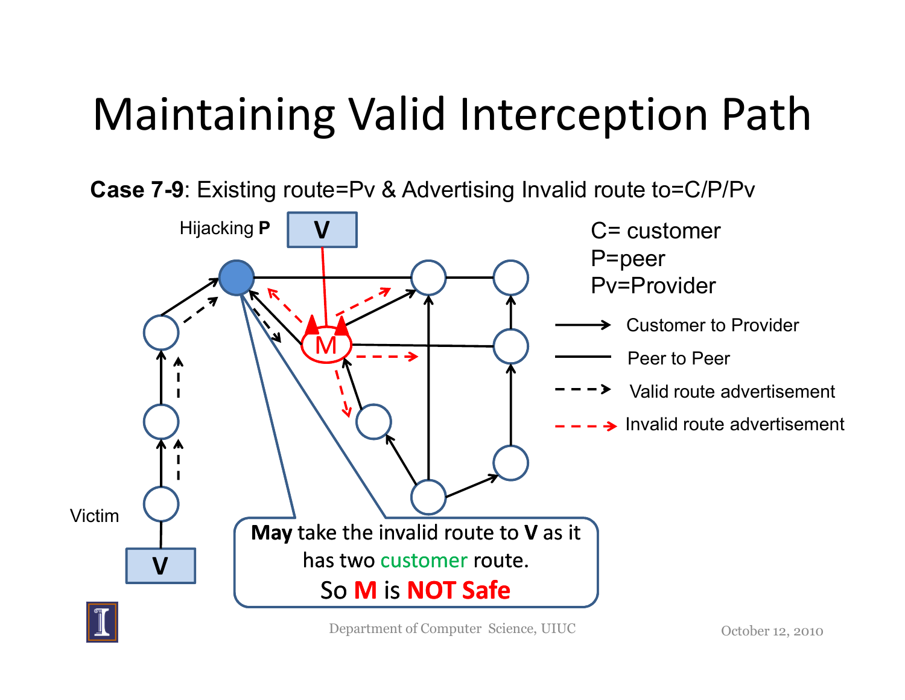# Maintaining Valid Interception Path

**Case 7-9**: Existing route=Pv & Advertising Invalid route to=C/P/Pv

Hijacking **P**

V

M

Victim

V

C= customer
P=peer
Pv=Provider

Customer to Provider

Peer to Peer

Valid route advertisement

Invalid route advertisement

**May** take the invalid route to **V** as it has two customer route.
So **M** is **NOT Safe**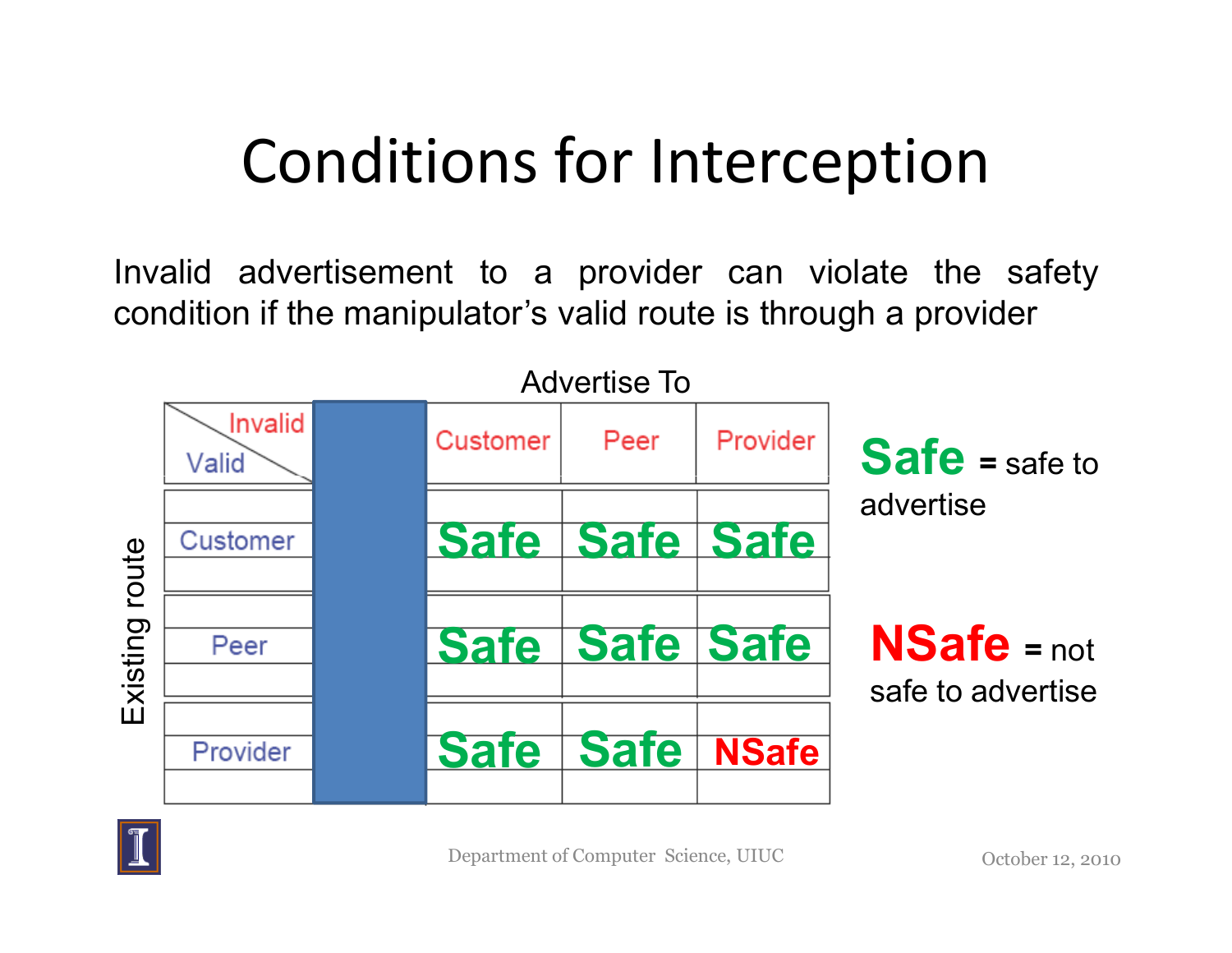# Conditions for Interception

Invalid advertisement to a provider can violate the safety condition if the manipulator's valid route is through a provider

Advertise To

| Existing route (Valid) \ Invalid | Customer | Peer | Provider |
|---|---|---|---|
| Customer | Safe | Safe | Safe |
| Peer | Safe | Safe | Safe |
| Provider | Safe | Safe | NSafe |

**Safe** = safe to advertise

**NSafe** = not safe to advertise

Department of Computer Science, UIUC

October 12, 2010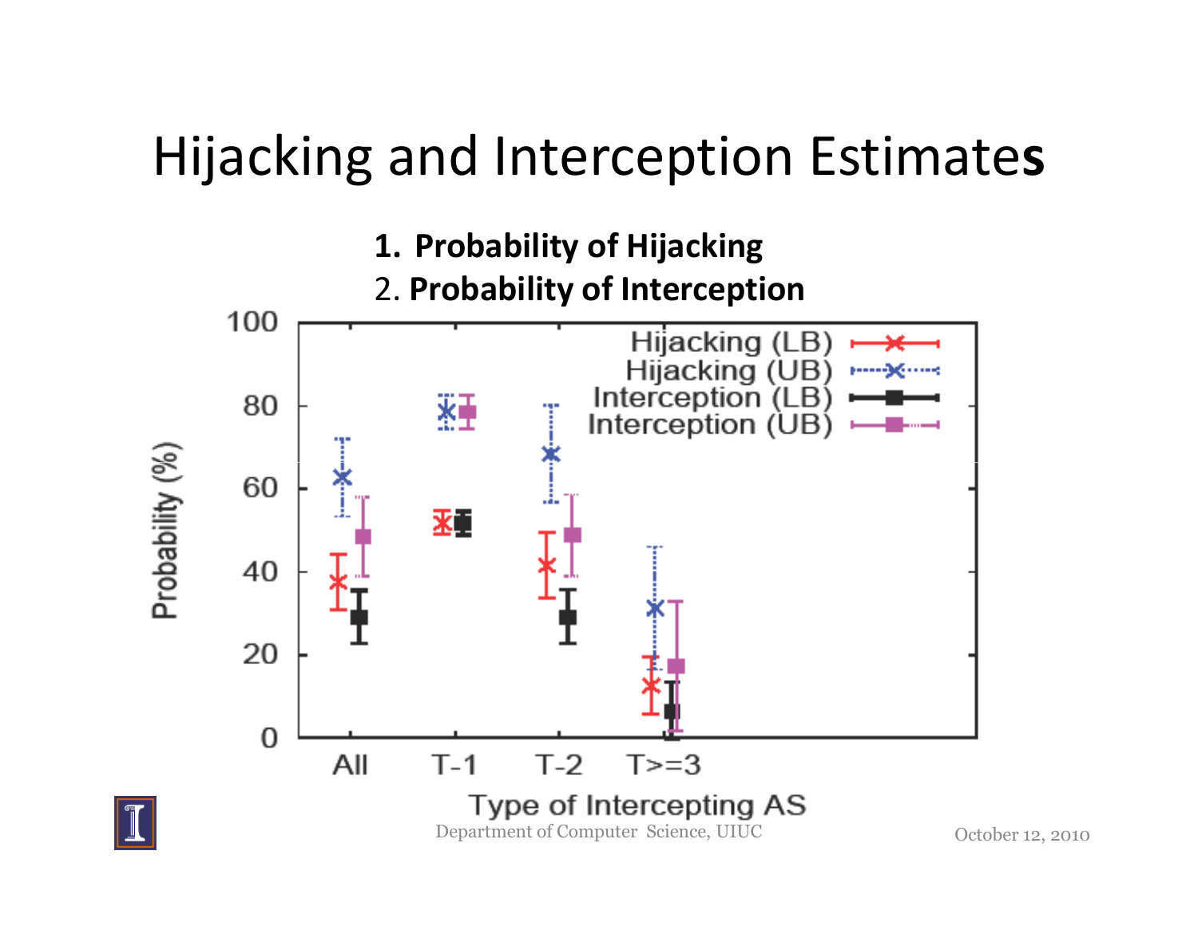# Hijacking and Interception Estimates

1. **Probability of Hijacking**
2. **Probability of Interception**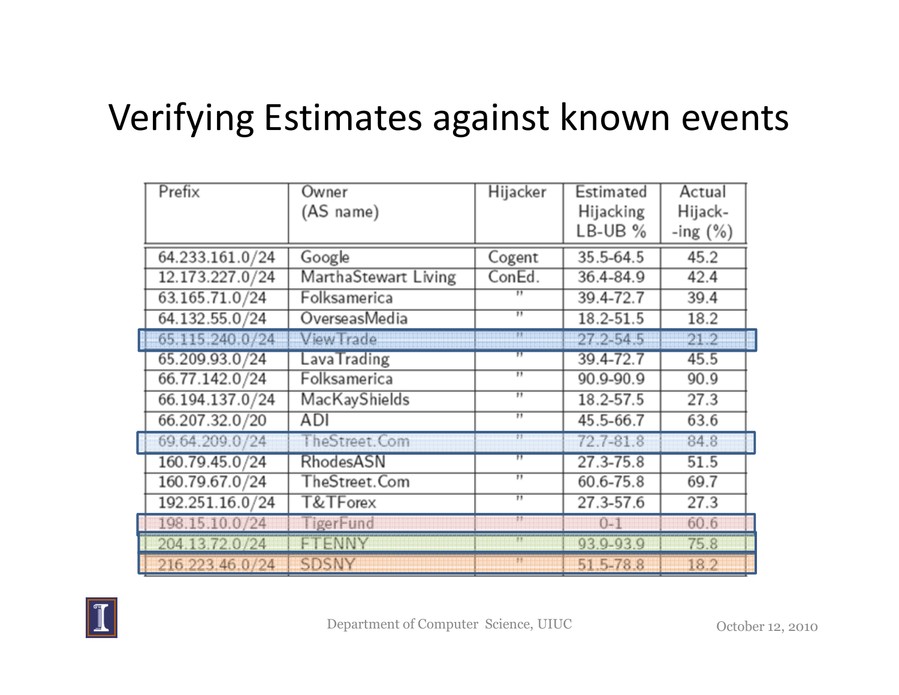# Verifying Estimates against known events

| Prefix | Owner (AS name) | Hijacker | Estimated Hijacking LB-UB % | Actual Hijack--ing (%) |
|---|---|---|---|---|
| 64.233.161.0/24 | Google | Cogent | 35.5-64.5 | 45.2 |
| 12.173.227.0/24 | MarthaStewart Living | ConEd. | 36.4-84.9 | 42.4 |
| 63.165.71.0/24 | Folksamerica | " | 39.4-72.7 | 39.4 |
| 64.132.55.0/24 | OverseasMedia | " | 18.2-51.5 | 18.2 |
| 65.115.240.0/24 | ViewTrade | " | 27.2-54.5 | 21.2 |
| 65.209.93.0/24 | LavaTrading | " | 39.4-72.7 | 45.5 |
| 66.77.142.0/24 | Folksamerica | " | 90.9-90.9 | 90.9 |
| 66.194.137.0/24 | MacKayShields | " | 18.2-57.5 | 27.3 |
| 66.207.32.0/20 | ADI | " | 45.5-66.7 | 63.6 |
| 69.64.209.0/24 | TheStreet.Com | " | 72.7-81.8 | 84.8 |
| 160.79.45.0/24 | RhodesASN | " | 27.3-75.8 | 51.5 |
| 160.79.67.0/24 | TheStreet.Com | " | 60.6-75.8 | 69.7 |
| 192.251.16.0/24 | T&TForex | " | 27.3-57.6 | 27.3 |
| 198.15.10.0/24 | TigerFund | " | 0-1 | 60.6 |
| 204.13.72.0/24 | FTENNY | " | 93.9-93.9 | 75.8 |
| 216.223.46.0/24 | SDSNY | " | 51.5-78.8 | 18.2 |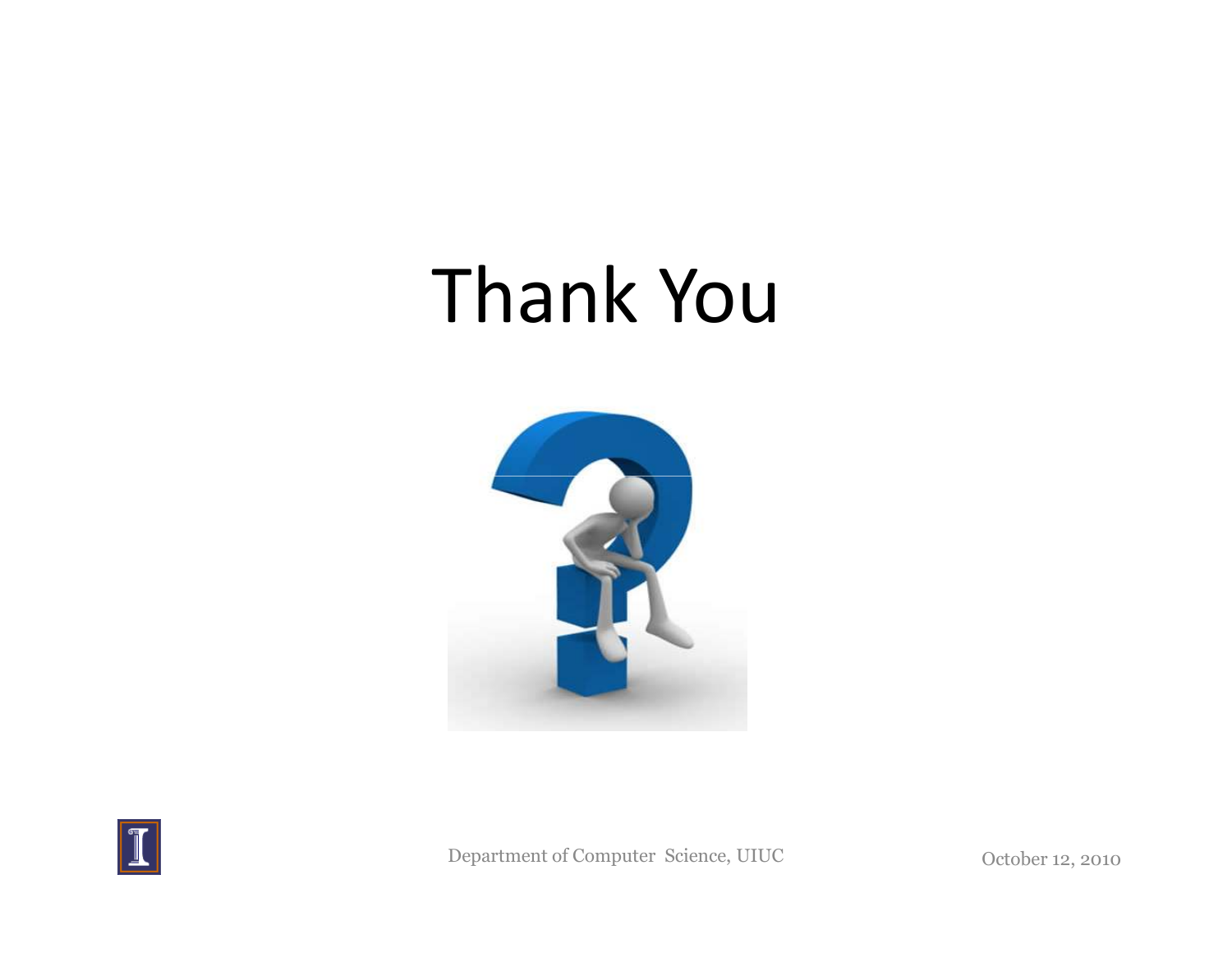# Thank You